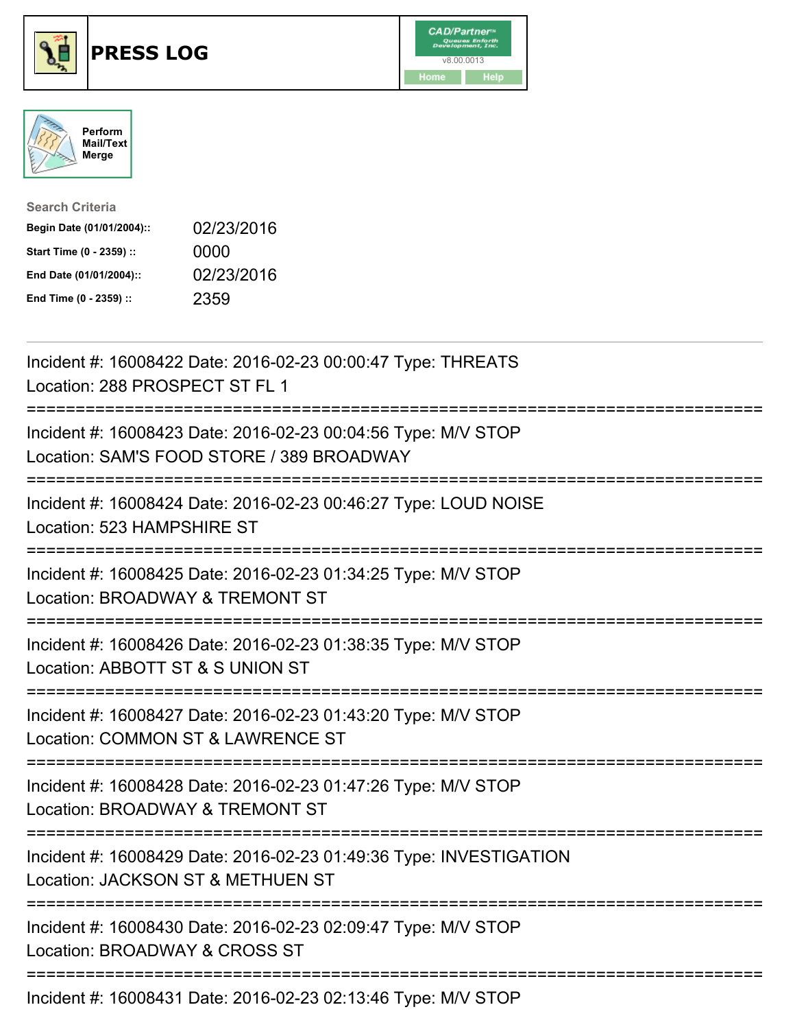# PRESS LOG

CAD/Partner™ v8.00.0013

Home Help

Perform Mail/Text Merge

**Search Criteria**

| | |
|---|---|
| **Begin Date (01/01/2004)::** | 02/23/2016 |
| **Start Time (0 - 2359) ::** | 0000 |
| **End Date (01/01/2004)::** | 02/23/2016 |
| **End Time (0 - 2359) ::** | 2359 |

---

Incident #: 16008422 Date: 2016-02-23 00:00:47 Type: THREATS
Location: 288 PROSPECT ST FL 1

===========================================================================

Incident #: 16008423 Date: 2016-02-23 00:04:56 Type: M/V STOP
Location: SAM'S FOOD STORE / 389 BROADWAY

===========================================================================

Incident #: 16008424 Date: 2016-02-23 00:46:27 Type: LOUD NOISE
Location: 523 HAMPSHIRE ST

===========================================================================

Incident #: 16008425 Date: 2016-02-23 01:34:25 Type: M/V STOP
Location: BROADWAY & TREMONT ST

===========================================================================

Incident #: 16008426 Date: 2016-02-23 01:38:35 Type: M/V STOP
Location: ABBOTT ST & S UNION ST

===========================================================================

Incident #: 16008427 Date: 2016-02-23 01:43:20 Type: M/V STOP
Location: COMMON ST & LAWRENCE ST

===========================================================================

Incident #: 16008428 Date: 2016-02-23 01:47:26 Type: M/V STOP
Location: BROADWAY & TREMONT ST

===========================================================================

Incident #: 16008429 Date: 2016-02-23 01:49:36 Type: INVESTIGATION
Location: JACKSON ST & METHUEN ST

===========================================================================

Incident #: 16008430 Date: 2016-02-23 02:09:47 Type: M/V STOP
Location: BROADWAY & CROSS ST

===========================================================================

Incident #: 16008431 Date: 2016-02-23 02:13:46 Type: M/V STOP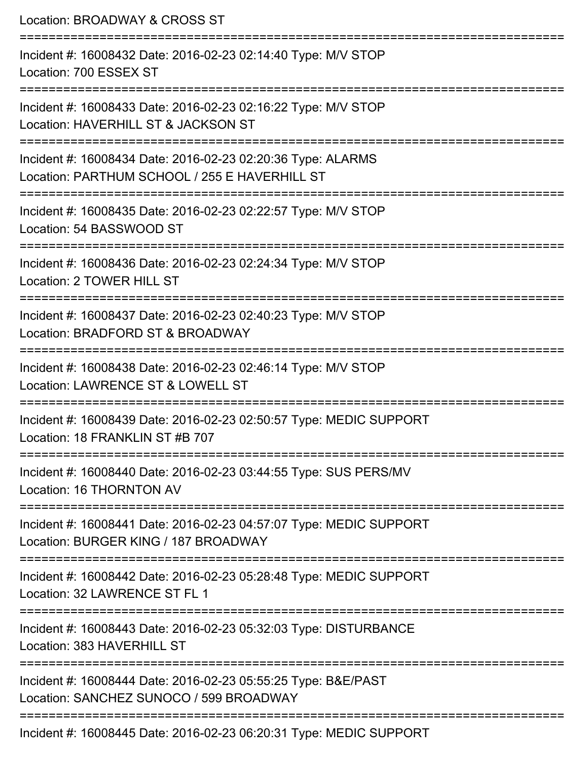Location: BROADWAY & CROSS ST

===========================================================================

Incident #: 16008432 Date: 2016-02-23 02:14:40 Type: M/V STOP
Location: 700 ESSEX ST

===========================================================================

Incident #: 16008433 Date: 2016-02-23 02:16:22 Type: M/V STOP
Location: HAVERHILL ST & JACKSON ST

===========================================================================

Incident #: 16008434 Date: 2016-02-23 02:20:36 Type: ALARMS
Location: PARTHUM SCHOOL / 255 E HAVERHILL ST

===========================================================================

Incident #: 16008435 Date: 2016-02-23 02:22:57 Type: M/V STOP
Location: 54 BASSWOOD ST

===========================================================================

Incident #: 16008436 Date: 2016-02-23 02:24:34 Type: M/V STOP
Location: 2 TOWER HILL ST

===========================================================================

Incident #: 16008437 Date: 2016-02-23 02:40:23 Type: M/V STOP
Location: BRADFORD ST & BROADWAY

===========================================================================

Incident #: 16008438 Date: 2016-02-23 02:46:14 Type: M/V STOP
Location: LAWRENCE ST & LOWELL ST

===========================================================================

Incident #: 16008439 Date: 2016-02-23 02:50:57 Type: MEDIC SUPPORT
Location: 18 FRANKLIN ST #B 707

===========================================================================

Incident #: 16008440 Date: 2016-02-23 03:44:55 Type: SUS PERS/MV
Location: 16 THORNTON AV

===========================================================================

Incident #: 16008441 Date: 2016-02-23 04:57:07 Type: MEDIC SUPPORT
Location: BURGER KING / 187 BROADWAY

===========================================================================

Incident #: 16008442 Date: 2016-02-23 05:28:48 Type: MEDIC SUPPORT
Location: 32 LAWRENCE ST FL 1

===========================================================================

Incident #: 16008443 Date: 2016-02-23 05:32:03 Type: DISTURBANCE
Location: 383 HAVERHILL ST

===========================================================================

Incident #: 16008444 Date: 2016-02-23 05:55:25 Type: B&E/PAST
Location: SANCHEZ SUNOCO / 599 BROADWAY

===========================================================================

Incident #: 16008445 Date: 2016-02-23 06:20:31 Type: MEDIC SUPPORT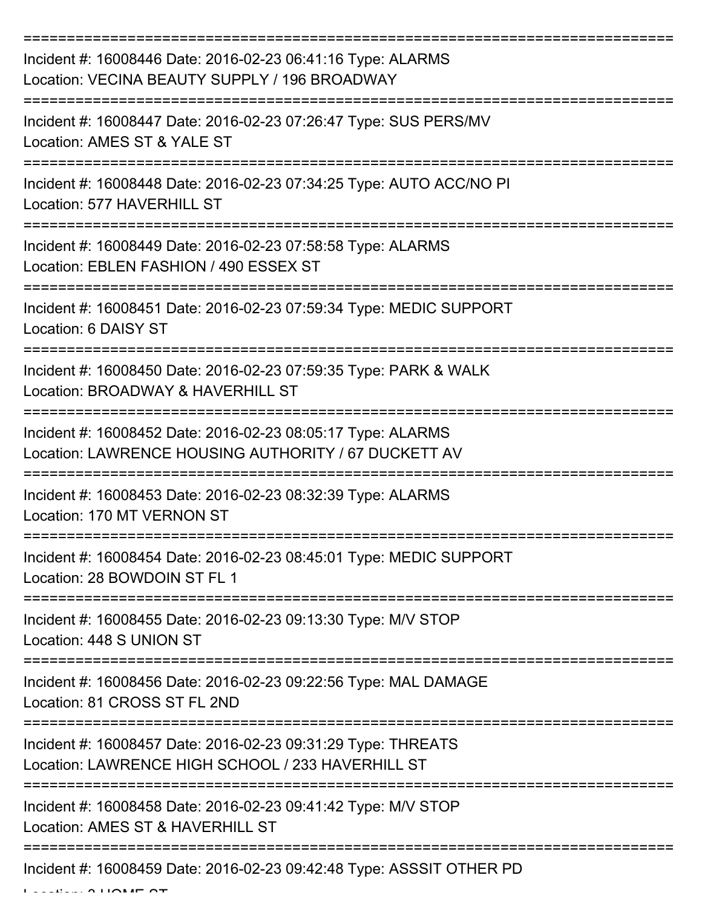===========================================================================

Incident #: 16008446 Date: 2016-02-23 06:41:16 Type: ALARMS
Location: VECINA BEAUTY SUPPLY / 196 BROADWAY

===========================================================================

Incident #: 16008447 Date: 2016-02-23 07:26:47 Type: SUS PERS/MV
Location: AMES ST & YALE ST

===========================================================================

Incident #: 16008448 Date: 2016-02-23 07:34:25 Type: AUTO ACC/NO PI
Location: 577 HAVERHILL ST

===========================================================================

Incident #: 16008449 Date: 2016-02-23 07:58:58 Type: ALARMS
Location: EBLEN FASHION / 490 ESSEX ST

===========================================================================

Incident #: 16008451 Date: 2016-02-23 07:59:34 Type: MEDIC SUPPORT
Location: 6 DAISY ST

===========================================================================

Incident #: 16008450 Date: 2016-02-23 07:59:35 Type: PARK & WALK
Location: BROADWAY & HAVERHILL ST

===========================================================================

Incident #: 16008452 Date: 2016-02-23 08:05:17 Type: ALARMS
Location: LAWRENCE HOUSING AUTHORITY / 67 DUCKETT AV

===========================================================================

Incident #: 16008453 Date: 2016-02-23 08:32:39 Type: ALARMS
Location: 170 MT VERNON ST

===========================================================================

Incident #: 16008454 Date: 2016-02-23 08:45:01 Type: MEDIC SUPPORT
Location: 28 BOWDOIN ST FL 1

===========================================================================

Incident #: 16008455 Date: 2016-02-23 09:13:30 Type: M/V STOP
Location: 448 S UNION ST

===========================================================================

Incident #: 16008456 Date: 2016-02-23 09:22:56 Type: MAL DAMAGE
Location: 81 CROSS ST FL 2ND

===========================================================================

Incident #: 16008457 Date: 2016-02-23 09:31:29 Type: THREATS
Location: LAWRENCE HIGH SCHOOL / 233 HAVERHILL ST

===========================================================================

Incident #: 16008458 Date: 2016-02-23 09:41:42 Type: M/V STOP
Location: AMES ST & HAVERHILL ST

===========================================================================

Incident #: 16008459 Date: 2016-02-23 09:42:48 Type: ASSSIT OTHER PD
Location: 3 HOME ST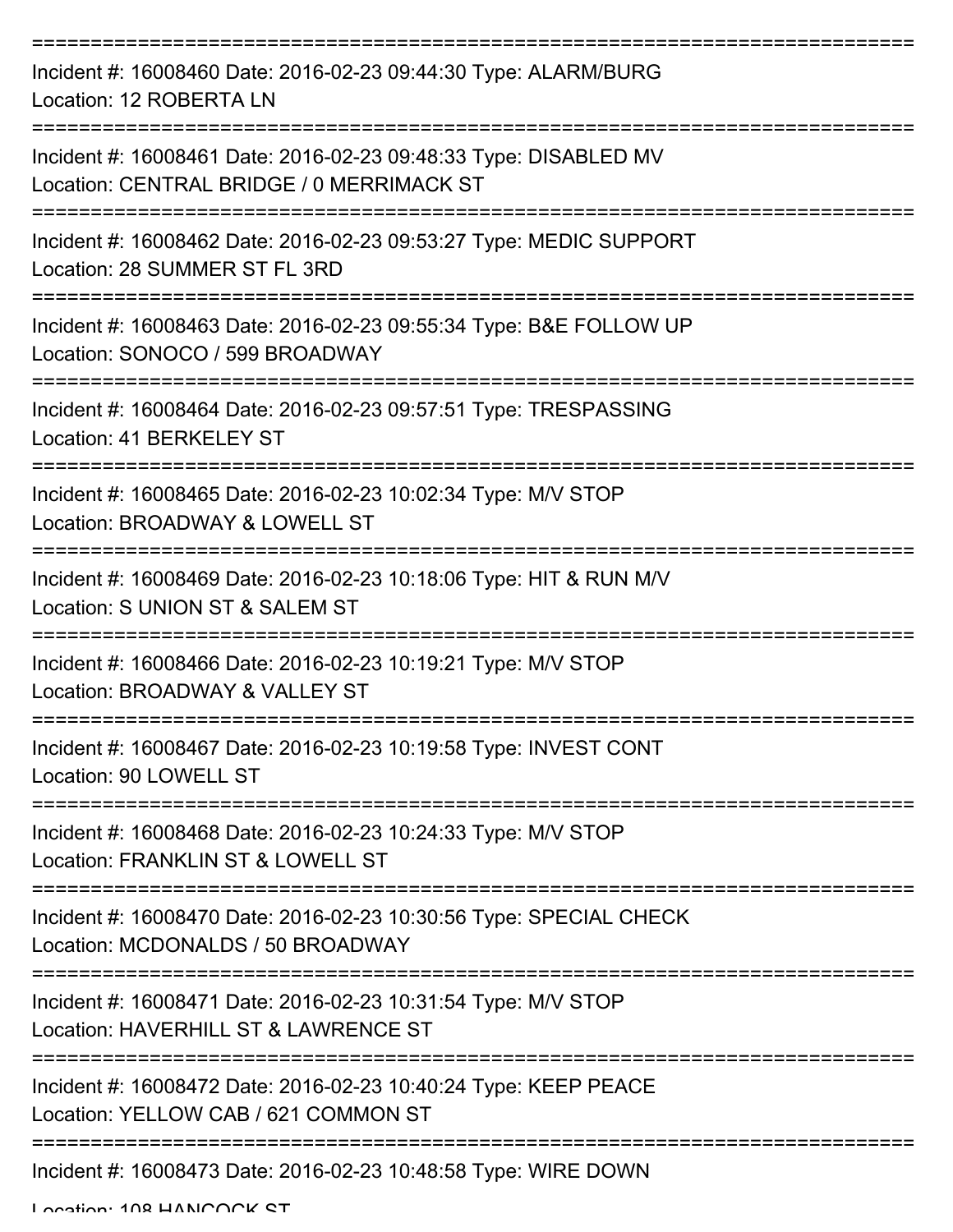===========================================================================

Incident #: 16008460 Date: 2016-02-23 09:44:30 Type: ALARM/BURG
Location: 12 ROBERTA LN

===========================================================================

Incident #: 16008461 Date: 2016-02-23 09:48:33 Type: DISABLED MV
Location: CENTRAL BRIDGE / 0 MERRIMACK ST

===========================================================================

Incident #: 16008462 Date: 2016-02-23 09:53:27 Type: MEDIC SUPPORT
Location: 28 SUMMER ST FL 3RD

===========================================================================

Incident #: 16008463 Date: 2016-02-23 09:55:34 Type: B&E FOLLOW UP
Location: SONOCO / 599 BROADWAY

===========================================================================

Incident #: 16008464 Date: 2016-02-23 09:57:51 Type: TRESPASSING
Location: 41 BERKELEY ST

===========================================================================

Incident #: 16008465 Date: 2016-02-23 10:02:34 Type: M/V STOP
Location: BROADWAY & LOWELL ST

===========================================================================

Incident #: 16008469 Date: 2016-02-23 10:18:06 Type: HIT & RUN M/V
Location: S UNION ST & SALEM ST

===========================================================================

Incident #: 16008466 Date: 2016-02-23 10:19:21 Type: M/V STOP
Location: BROADWAY & VALLEY ST

===========================================================================

Incident #: 16008467 Date: 2016-02-23 10:19:58 Type: INVEST CONT
Location: 90 LOWELL ST

===========================================================================

Incident #: 16008468 Date: 2016-02-23 10:24:33 Type: M/V STOP
Location: FRANKLIN ST & LOWELL ST

===========================================================================

Incident #: 16008470 Date: 2016-02-23 10:30:56 Type: SPECIAL CHECK
Location: MCDONALDS / 50 BROADWAY

===========================================================================

Incident #: 16008471 Date: 2016-02-23 10:31:54 Type: M/V STOP
Location: HAVERHILL ST & LAWRENCE ST

===========================================================================

Incident #: 16008472 Date: 2016-02-23 10:40:24 Type: KEEP PEACE
Location: YELLOW CAB / 621 COMMON ST

===========================================================================

Incident #: 16008473 Date: 2016-02-23 10:48:58 Type: WIRE DOWN
Location: 108 HANCOCK ST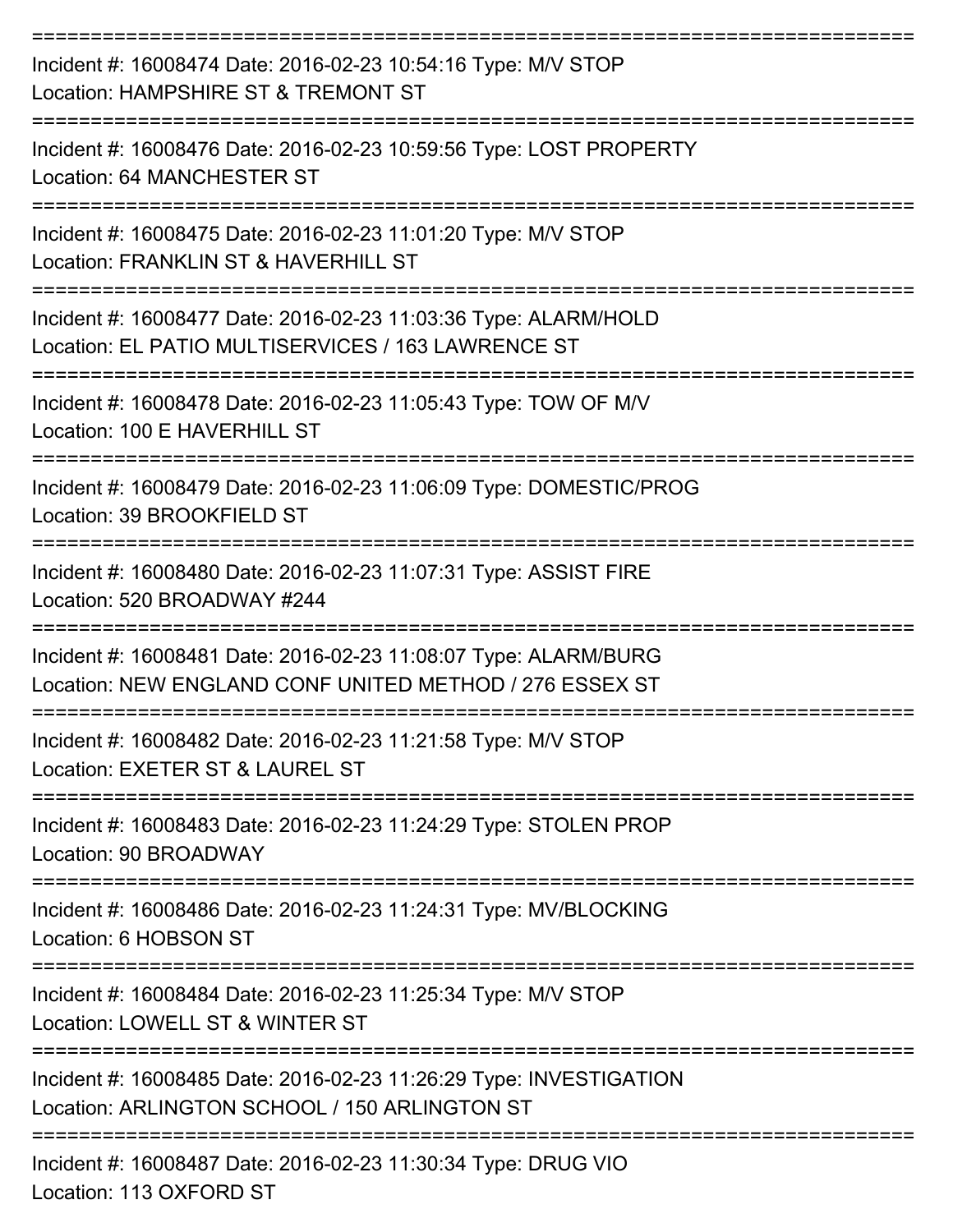===========================================================================
Incident #: 16008474 Date: 2016-02-23 10:54:16 Type: M/V STOP
Location: HAMPSHIRE ST & TREMONT ST
===========================================================================
Incident #: 16008476 Date: 2016-02-23 10:59:56 Type: LOST PROPERTY
Location: 64 MANCHESTER ST
===========================================================================
Incident #: 16008475 Date: 2016-02-23 11:01:20 Type: M/V STOP
Location: FRANKLIN ST & HAVERHILL ST
===========================================================================
Incident #: 16008477 Date: 2016-02-23 11:03:36 Type: ALARM/HOLD
Location: EL PATIO MULTISERVICES / 163 LAWRENCE ST
===========================================================================
Incident #: 16008478 Date: 2016-02-23 11:05:43 Type: TOW OF M/V
Location: 100 E HAVERHILL ST
===========================================================================
Incident #: 16008479 Date: 2016-02-23 11:06:09 Type: DOMESTIC/PROG
Location: 39 BROOKFIELD ST
===========================================================================
Incident #: 16008480 Date: 2016-02-23 11:07:31 Type: ASSIST FIRE
Location: 520 BROADWAY #244
===========================================================================
Incident #: 16008481 Date: 2016-02-23 11:08:07 Type: ALARM/BURG
Location: NEW ENGLAND CONF UNITED METHOD / 276 ESSEX ST
===========================================================================
Incident #: 16008482 Date: 2016-02-23 11:21:58 Type: M/V STOP
Location: EXETER ST & LAUREL ST
===========================================================================
Incident #: 16008483 Date: 2016-02-23 11:24:29 Type: STOLEN PROP
Location: 90 BROADWAY
===========================================================================
Incident #: 16008486 Date: 2016-02-23 11:24:31 Type: MV/BLOCKING
Location: 6 HOBSON ST
===========================================================================
Incident #: 16008484 Date: 2016-02-23 11:25:34 Type: M/V STOP
Location: LOWELL ST & WINTER ST
===========================================================================
Incident #: 16008485 Date: 2016-02-23 11:26:29 Type: INVESTIGATION
Location: ARLINGTON SCHOOL / 150 ARLINGTON ST
===========================================================================
Incident #: 16008487 Date: 2016-02-23 11:30:34 Type: DRUG VIO
Location: 113 OXFORD ST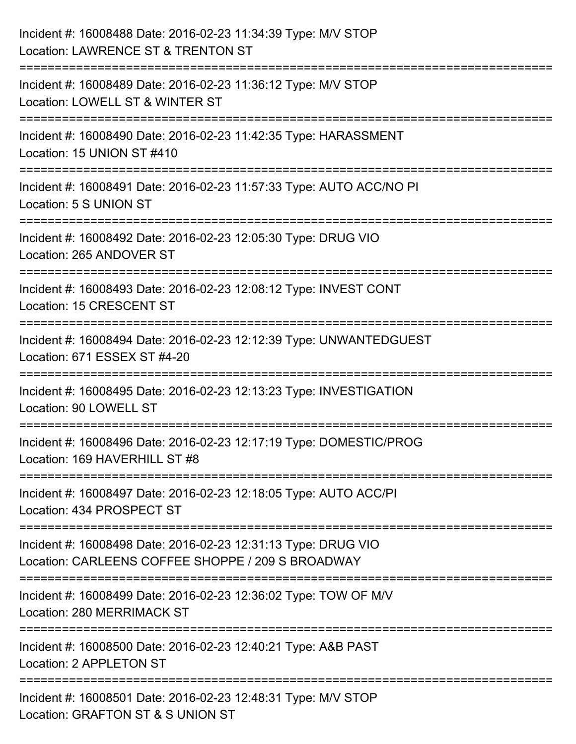Incident #: 16008488 Date: 2016-02-23 11:34:39 Type: M/V STOP
Location: LAWRENCE ST & TRENTON ST

===========================================================================

Incident #: 16008489 Date: 2016-02-23 11:36:12 Type: M/V STOP
Location: LOWELL ST & WINTER ST

===========================================================================

Incident #: 16008490 Date: 2016-02-23 11:42:35 Type: HARASSMENT
Location: 15 UNION ST #410

===========================================================================

Incident #: 16008491 Date: 2016-02-23 11:57:33 Type: AUTO ACC/NO PI
Location: 5 S UNION ST

===========================================================================

Incident #: 16008492 Date: 2016-02-23 12:05:30 Type: DRUG VIO
Location: 265 ANDOVER ST

===========================================================================

Incident #: 16008493 Date: 2016-02-23 12:08:12 Type: INVEST CONT
Location: 15 CRESCENT ST

===========================================================================

Incident #: 16008494 Date: 2016-02-23 12:12:39 Type: UNWANTEDGUEST
Location: 671 ESSEX ST #4-20

===========================================================================

Incident #: 16008495 Date: 2016-02-23 12:13:23 Type: INVESTIGATION
Location: 90 LOWELL ST

===========================================================================

Incident #: 16008496 Date: 2016-02-23 12:17:19 Type: DOMESTIC/PROG
Location: 169 HAVERHILL ST #8

===========================================================================

Incident #: 16008497 Date: 2016-02-23 12:18:05 Type: AUTO ACC/PI
Location: 434 PROSPECT ST

===========================================================================

Incident #: 16008498 Date: 2016-02-23 12:31:13 Type: DRUG VIO
Location: CARLEENS COFFEE SHOPPE / 209 S BROADWAY

===========================================================================

Incident #: 16008499 Date: 2016-02-23 12:36:02 Type: TOW OF M/V
Location: 280 MERRIMACK ST

===========================================================================

Incident #: 16008500 Date: 2016-02-23 12:40:21 Type: A&B PAST
Location: 2 APPLETON ST

===========================================================================

Incident #: 16008501 Date: 2016-02-23 12:48:31 Type: M/V STOP
Location: GRAFTON ST & S UNION ST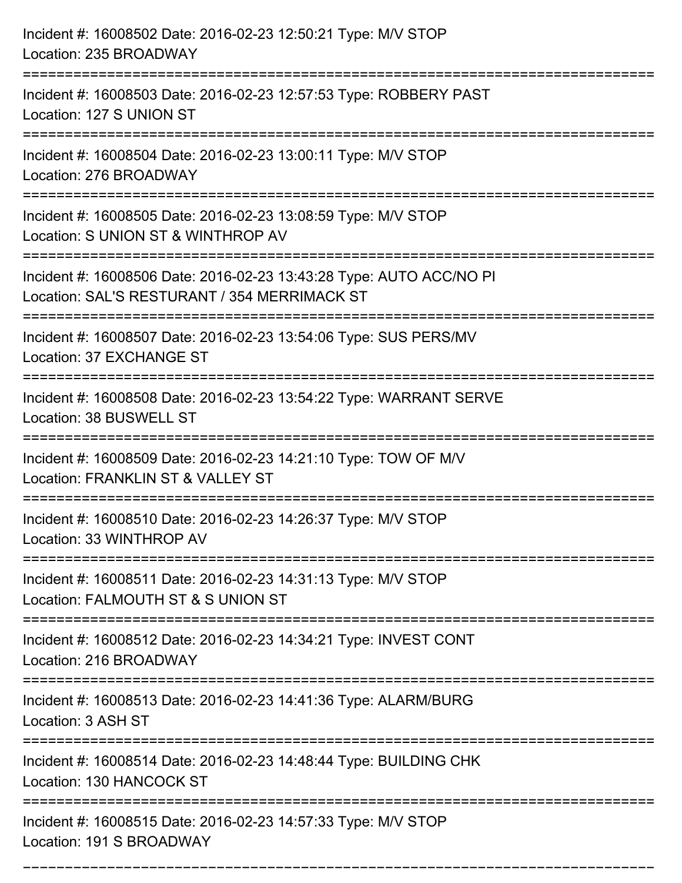Incident #: 16008502 Date: 2016-02-23 12:50:21 Type: M/V STOP
Location: 235 BROADWAY

===========================================================================

Incident #: 16008503 Date: 2016-02-23 12:57:53 Type: ROBBERY PAST
Location: 127 S UNION ST

===========================================================================

Incident #: 16008504 Date: 2016-02-23 13:00:11 Type: M/V STOP
Location: 276 BROADWAY

===========================================================================

Incident #: 16008505 Date: 2016-02-23 13:08:59 Type: M/V STOP
Location: S UNION ST & WINTHROP AV

===========================================================================

Incident #: 16008506 Date: 2016-02-23 13:43:28 Type: AUTO ACC/NO PI
Location: SAL'S RESTURANT / 354 MERRIMACK ST

===========================================================================

Incident #: 16008507 Date: 2016-02-23 13:54:06 Type: SUS PERS/MV
Location: 37 EXCHANGE ST

===========================================================================

Incident #: 16008508 Date: 2016-02-23 13:54:22 Type: WARRANT SERVE
Location: 38 BUSWELL ST

===========================================================================

Incident #: 16008509 Date: 2016-02-23 14:21:10 Type: TOW OF M/V
Location: FRANKLIN ST & VALLEY ST

===========================================================================

Incident #: 16008510 Date: 2016-02-23 14:26:37 Type: M/V STOP
Location: 33 WINTHROP AV

===========================================================================

Incident #: 16008511 Date: 2016-02-23 14:31:13 Type: M/V STOP
Location: FALMOUTH ST & S UNION ST

===========================================================================

Incident #: 16008512 Date: 2016-02-23 14:34:21 Type: INVEST CONT
Location: 216 BROADWAY

===========================================================================

Incident #: 16008513 Date: 2016-02-23 14:41:36 Type: ALARM/BURG
Location: 3 ASH ST

===========================================================================

Incident #: 16008514 Date: 2016-02-23 14:48:44 Type: BUILDING CHK
Location: 130 HANCOCK ST

===========================================================================

Incident #: 16008515 Date: 2016-02-23 14:57:33 Type: M/V STOP
Location: 191 S BROADWAY

===========================================================================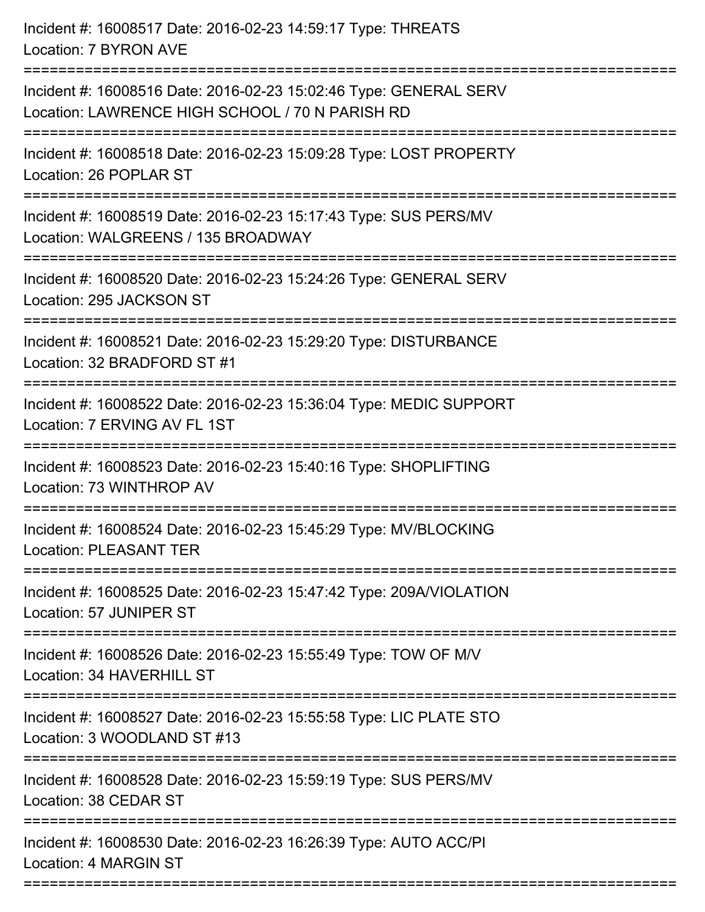Incident #: 16008517 Date: 2016-02-23 14:59:17 Type: THREATS
Location: 7 BYRON AVE

===========================================================================

Incident #: 16008516 Date: 2016-02-23 15:02:46 Type: GENERAL SERV
Location: LAWRENCE HIGH SCHOOL / 70 N PARISH RD

===========================================================================

Incident #: 16008518 Date: 2016-02-23 15:09:28 Type: LOST PROPERTY
Location: 26 POPLAR ST

===========================================================================

Incident #: 16008519 Date: 2016-02-23 15:17:43 Type: SUS PERS/MV
Location: WALGREENS / 135 BROADWAY

===========================================================================

Incident #: 16008520 Date: 2016-02-23 15:24:26 Type: GENERAL SERV
Location: 295 JACKSON ST

===========================================================================

Incident #: 16008521 Date: 2016-02-23 15:29:20 Type: DISTURBANCE
Location: 32 BRADFORD ST #1

===========================================================================

Incident #: 16008522 Date: 2016-02-23 15:36:04 Type: MEDIC SUPPORT
Location: 7 ERVING AV FL 1ST

===========================================================================

Incident #: 16008523 Date: 2016-02-23 15:40:16 Type: SHOPLIFTING
Location: 73 WINTHROP AV

===========================================================================

Incident #: 16008524 Date: 2016-02-23 15:45:29 Type: MV/BLOCKING
Location: PLEASANT TER

===========================================================================

Incident #: 16008525 Date: 2016-02-23 15:47:42 Type: 209A/VIOLATION
Location: 57 JUNIPER ST

===========================================================================

Incident #: 16008526 Date: 2016-02-23 15:55:49 Type: TOW OF M/V
Location: 34 HAVERHILL ST

===========================================================================

Incident #: 16008527 Date: 2016-02-23 15:55:58 Type: LIC PLATE STO
Location: 3 WOODLAND ST #13

===========================================================================

Incident #: 16008528 Date: 2016-02-23 15:59:19 Type: SUS PERS/MV
Location: 38 CEDAR ST

===========================================================================

Incident #: 16008530 Date: 2016-02-23 16:26:39 Type: AUTO ACC/PI
Location: 4 MARGIN ST

===========================================================================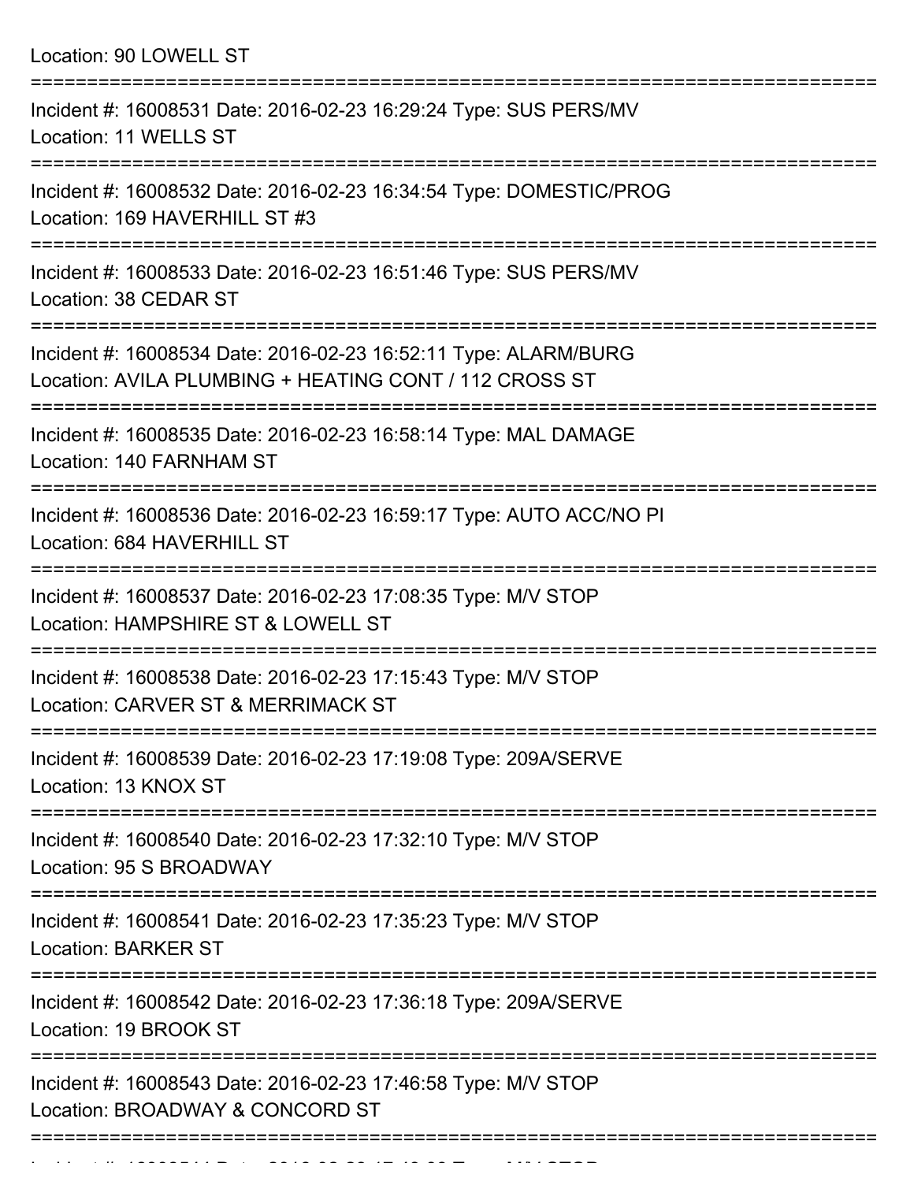Location: 90 LOWELL ST

===========================================================================

Incident #: 16008531 Date: 2016-02-23 16:29:24 Type: SUS PERS/MV
Location: 11 WELLS ST

===========================================================================

Incident #: 16008532 Date: 2016-02-23 16:34:54 Type: DOMESTIC/PROG
Location: 169 HAVERHILL ST #3

===========================================================================

Incident #: 16008533 Date: 2016-02-23 16:51:46 Type: SUS PERS/MV
Location: 38 CEDAR ST

===========================================================================

Incident #: 16008534 Date: 2016-02-23 16:52:11 Type: ALARM/BURG
Location: AVILA PLUMBING + HEATING CONT / 112 CROSS ST

===========================================================================

Incident #: 16008535 Date: 2016-02-23 16:58:14 Type: MAL DAMAGE
Location: 140 FARNHAM ST

===========================================================================

Incident #: 16008536 Date: 2016-02-23 16:59:17 Type: AUTO ACC/NO PI
Location: 684 HAVERHILL ST

===========================================================================

Incident #: 16008537 Date: 2016-02-23 17:08:35 Type: M/V STOP
Location: HAMPSHIRE ST & LOWELL ST

===========================================================================

Incident #: 16008538 Date: 2016-02-23 17:15:43 Type: M/V STOP
Location: CARVER ST & MERRIMACK ST

===========================================================================

Incident #: 16008539 Date: 2016-02-23 17:19:08 Type: 209A/SERVE
Location: 13 KNOX ST

===========================================================================

Incident #: 16008540 Date: 2016-02-23 17:32:10 Type: M/V STOP
Location: 95 S BROADWAY

===========================================================================

Incident #: 16008541 Date: 2016-02-23 17:35:23 Type: M/V STOP
Location: BARKER ST

===========================================================================

Incident #: 16008542 Date: 2016-02-23 17:36:18 Type: 209A/SERVE
Location: 19 BROOK ST

===========================================================================

Incident #: 16008543 Date: 2016-02-23 17:46:58 Type: M/V STOP
Location: BROADWAY & CONCORD ST

===========================================================================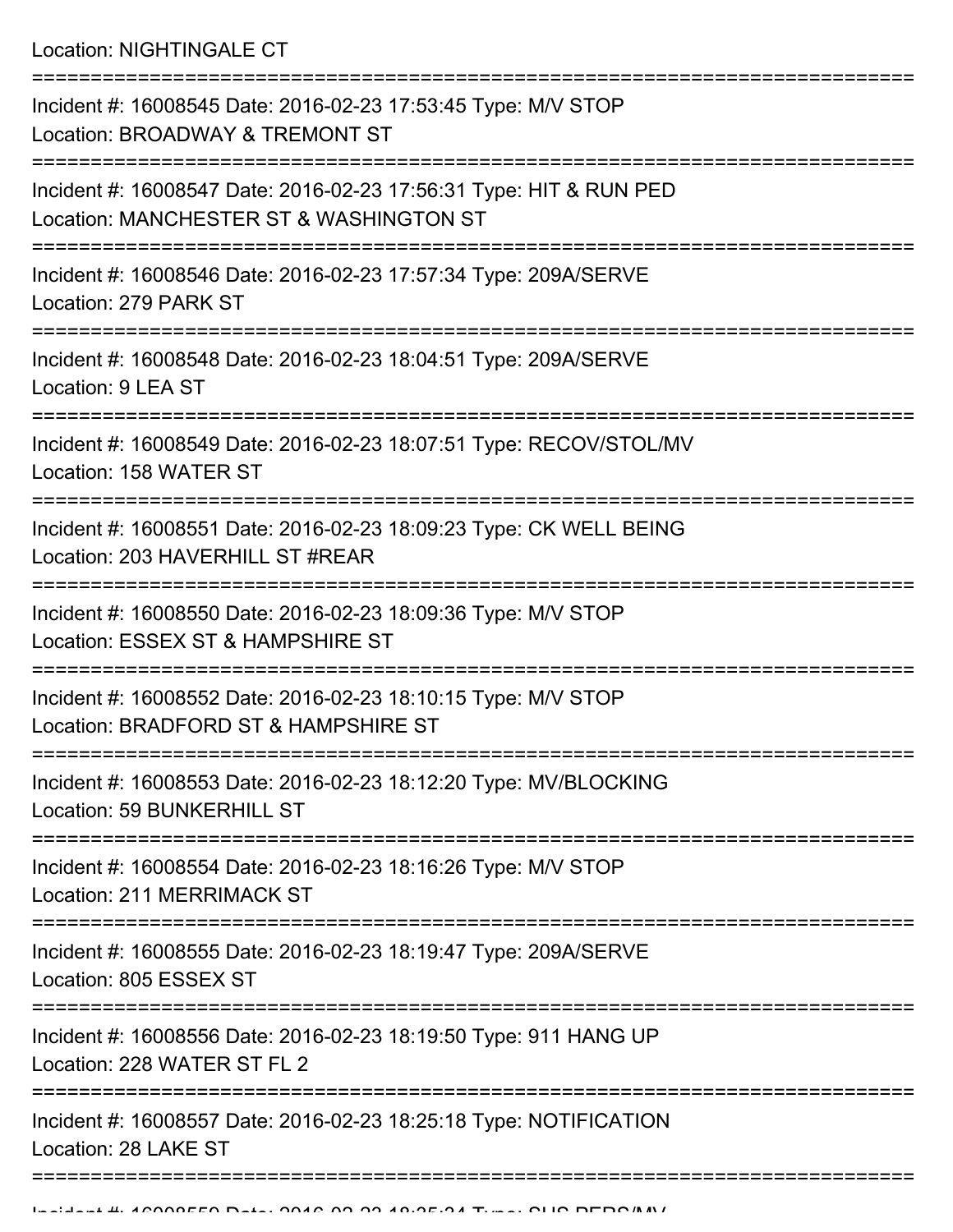Location: NIGHTINGALE CT

===========================================================================

Incident #: 16008545 Date: 2016-02-23 17:53:45 Type: M/V STOP
Location: BROADWAY & TREMONT ST

===========================================================================

Incident #: 16008547 Date: 2016-02-23 17:56:31 Type: HIT & RUN PED
Location: MANCHESTER ST & WASHINGTON ST

===========================================================================

Incident #: 16008546 Date: 2016-02-23 17:57:34 Type: 209A/SERVE
Location: 279 PARK ST

===========================================================================

Incident #: 16008548 Date: 2016-02-23 18:04:51 Type: 209A/SERVE
Location: 9 LEA ST

===========================================================================

Incident #: 16008549 Date: 2016-02-23 18:07:51 Type: RECOV/STOL/MV
Location: 158 WATER ST

===========================================================================

Incident #: 16008551 Date: 2016-02-23 18:09:23 Type: CK WELL BEING
Location: 203 HAVERHILL ST #REAR

===========================================================================

Incident #: 16008550 Date: 2016-02-23 18:09:36 Type: M/V STOP
Location: ESSEX ST & HAMPSHIRE ST

===========================================================================

Incident #: 16008552 Date: 2016-02-23 18:10:15 Type: M/V STOP
Location: BRADFORD ST & HAMPSHIRE ST

===========================================================================

Incident #: 16008553 Date: 2016-02-23 18:12:20 Type: MV/BLOCKING
Location: 59 BUNKERHILL ST

===========================================================================

Incident #: 16008554 Date: 2016-02-23 18:16:26 Type: M/V STOP
Location: 211 MERRIMACK ST

===========================================================================

Incident #: 16008555 Date: 2016-02-23 18:19:47 Type: 209A/SERVE
Location: 805 ESSEX ST

===========================================================================

Incident #: 16008556 Date: 2016-02-23 18:19:50 Type: 911 HANG UP
Location: 228 WATER ST FL 2

===========================================================================

Incident #: 16008557 Date: 2016-02-23 18:25:18 Type: NOTIFICATION
Location: 28 LAKE ST

===========================================================================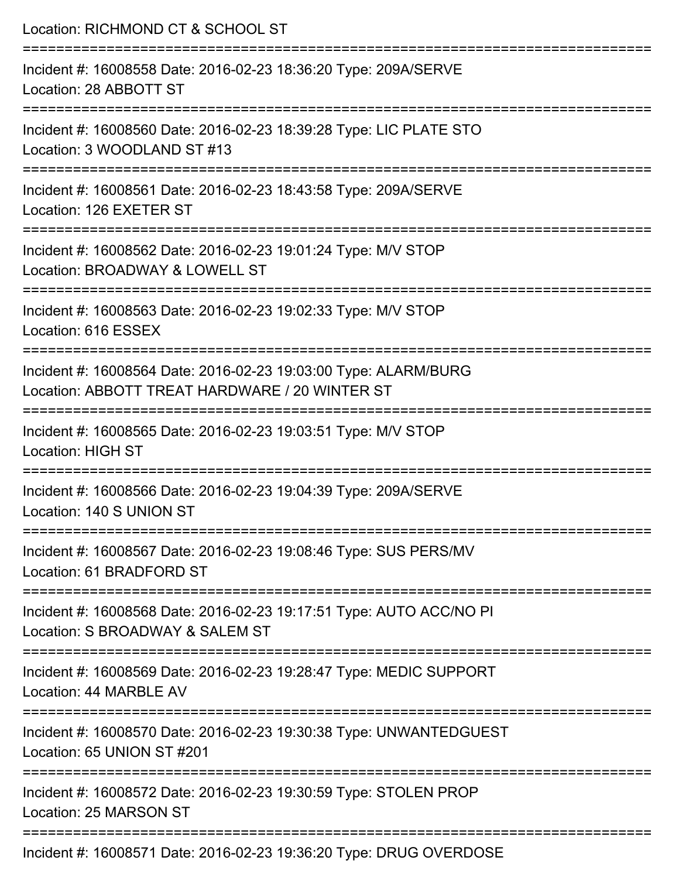Location: RICHMOND CT & SCHOOL ST

===========================================================================

Incident #: 16008558 Date: 2016-02-23 18:36:20 Type: 209A/SERVE

Location: 28 ABBOTT ST

===========================================================================

Incident #: 16008560 Date: 2016-02-23 18:39:28 Type: LIC PLATE STO

Location: 3 WOODLAND ST #13

===========================================================================

Incident #: 16008561 Date: 2016-02-23 18:43:58 Type: 209A/SERVE

Location: 126 EXETER ST

===========================================================================

Incident #: 16008562 Date: 2016-02-23 19:01:24 Type: M/V STOP

Location: BROADWAY & LOWELL ST

===========================================================================

Incident #: 16008563 Date: 2016-02-23 19:02:33 Type: M/V STOP

Location: 616 ESSEX

===========================================================================

Incident #: 16008564 Date: 2016-02-23 19:03:00 Type: ALARM/BURG

Location: ABBOTT TREAT HARDWARE / 20 WINTER ST

===========================================================================

Incident #: 16008565 Date: 2016-02-23 19:03:51 Type: M/V STOP

Location: HIGH ST

===========================================================================

Incident #: 16008566 Date: 2016-02-23 19:04:39 Type: 209A/SERVE

Location: 140 S UNION ST

===========================================================================

Incident #: 16008567 Date: 2016-02-23 19:08:46 Type: SUS PERS/MV

Location: 61 BRADFORD ST

===========================================================================

Incident #: 16008568 Date: 2016-02-23 19:17:51 Type: AUTO ACC/NO PI

Location: S BROADWAY & SALEM ST

===========================================================================

Incident #: 16008569 Date: 2016-02-23 19:28:47 Type: MEDIC SUPPORT

Location: 44 MARBLE AV

===========================================================================

Incident #: 16008570 Date: 2016-02-23 19:30:38 Type: UNWANTEDGUEST

Location: 65 UNION ST #201

===========================================================================

Incident #: 16008572 Date: 2016-02-23 19:30:59 Type: STOLEN PROP

Location: 25 MARSON ST

===========================================================================

Incident #: 16008571 Date: 2016-02-23 19:36:20 Type: DRUG OVERDOSE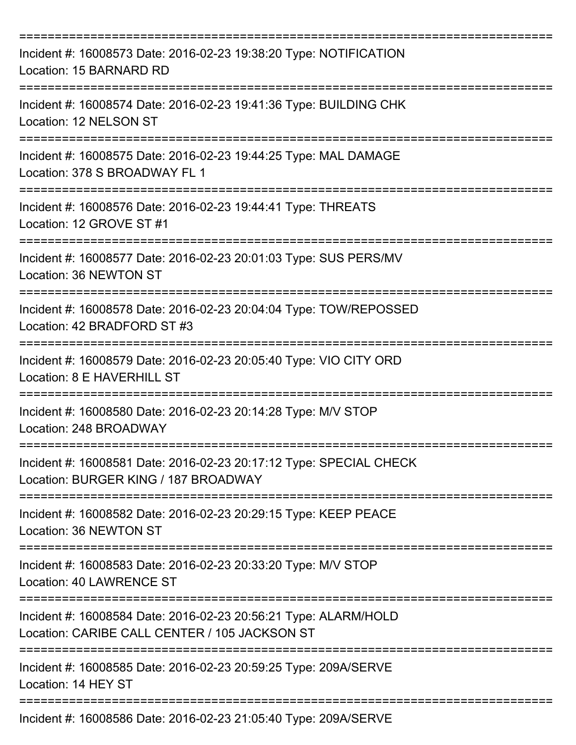===========================================================================

Incident #: 16008573 Date: 2016-02-23 19:38:20 Type: NOTIFICATION
Location: 15 BARNARD RD

===========================================================================

Incident #: 16008574 Date: 2016-02-23 19:41:36 Type: BUILDING CHK
Location: 12 NELSON ST

===========================================================================

Incident #: 16008575 Date: 2016-02-23 19:44:25 Type: MAL DAMAGE
Location: 378 S BROADWAY FL 1

===========================================================================

Incident #: 16008576 Date: 2016-02-23 19:44:41 Type: THREATS
Location: 12 GROVE ST #1

===========================================================================

Incident #: 16008577 Date: 2016-02-23 20:01:03 Type: SUS PERS/MV
Location: 36 NEWTON ST

===========================================================================

Incident #: 16008578 Date: 2016-02-23 20:04:04 Type: TOW/REPOSSED
Location: 42 BRADFORD ST #3

===========================================================================

Incident #: 16008579 Date: 2016-02-23 20:05:40 Type: VIO CITY ORD
Location: 8 E HAVERHILL ST

===========================================================================

Incident #: 16008580 Date: 2016-02-23 20:14:28 Type: M/V STOP
Location: 248 BROADWAY

===========================================================================

Incident #: 16008581 Date: 2016-02-23 20:17:12 Type: SPECIAL CHECK
Location: BURGER KING / 187 BROADWAY

===========================================================================

Incident #: 16008582 Date: 2016-02-23 20:29:15 Type: KEEP PEACE
Location: 36 NEWTON ST

===========================================================================

Incident #: 16008583 Date: 2016-02-23 20:33:20 Type: M/V STOP
Location: 40 LAWRENCE ST

===========================================================================

Incident #: 16008584 Date: 2016-02-23 20:56:21 Type: ALARM/HOLD
Location: CARIBE CALL CENTER / 105 JACKSON ST

===========================================================================

Incident #: 16008585 Date: 2016-02-23 20:59:25 Type: 209A/SERVE
Location: 14 HEY ST

===========================================================================

Incident #: 16008586 Date: 2016-02-23 21:05:40 Type: 209A/SERVE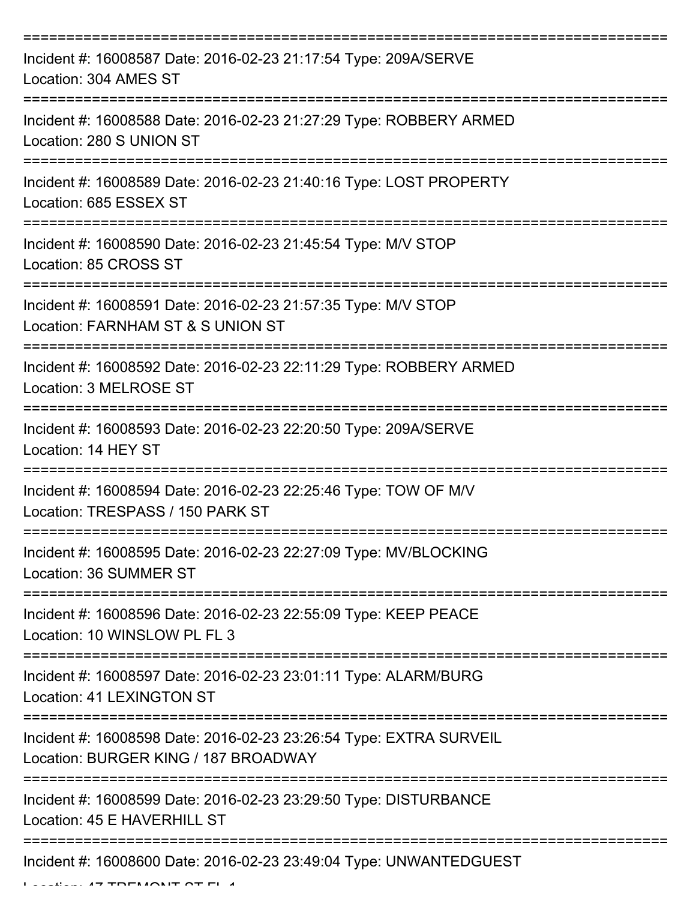===========================================================================

Incident #: 16008587 Date: 2016-02-23 21:17:54 Type: 209A/SERVE
Location: 304 AMES ST

===========================================================================

Incident #: 16008588 Date: 2016-02-23 21:27:29 Type: ROBBERY ARMED
Location: 280 S UNION ST

===========================================================================

Incident #: 16008589 Date: 2016-02-23 21:40:16 Type: LOST PROPERTY
Location: 685 ESSEX ST

===========================================================================

Incident #: 16008590 Date: 2016-02-23 21:45:54 Type: M/V STOP
Location: 85 CROSS ST

===========================================================================

Incident #: 16008591 Date: 2016-02-23 21:57:35 Type: M/V STOP
Location: FARNHAM ST & S UNION ST

===========================================================================

Incident #: 16008592 Date: 2016-02-23 22:11:29 Type: ROBBERY ARMED
Location: 3 MELROSE ST

===========================================================================

Incident #: 16008593 Date: 2016-02-23 22:20:50 Type: 209A/SERVE
Location: 14 HEY ST

===========================================================================

Incident #: 16008594 Date: 2016-02-23 22:25:46 Type: TOW OF M/V
Location: TRESPASS / 150 PARK ST

===========================================================================

Incident #: 16008595 Date: 2016-02-23 22:27:09 Type: MV/BLOCKING
Location: 36 SUMMER ST

===========================================================================

Incident #: 16008596 Date: 2016-02-23 22:55:09 Type: KEEP PEACE
Location: 10 WINSLOW PL FL 3

===========================================================================

Incident #: 16008597 Date: 2016-02-23 23:01:11 Type: ALARM/BURG
Location: 41 LEXINGTON ST

===========================================================================

Incident #: 16008598 Date: 2016-02-23 23:26:54 Type: EXTRA SURVEIL
Location: BURGER KING / 187 BROADWAY

===========================================================================

Incident #: 16008599 Date: 2016-02-23 23:29:50 Type: DISTURBANCE
Location: 45 E HAVERHILL ST

===========================================================================

Incident #: 16008600 Date: 2016-02-23 23:49:04 Type: UNWANTEDGUEST
Location: 47 TREMONT ST FL 1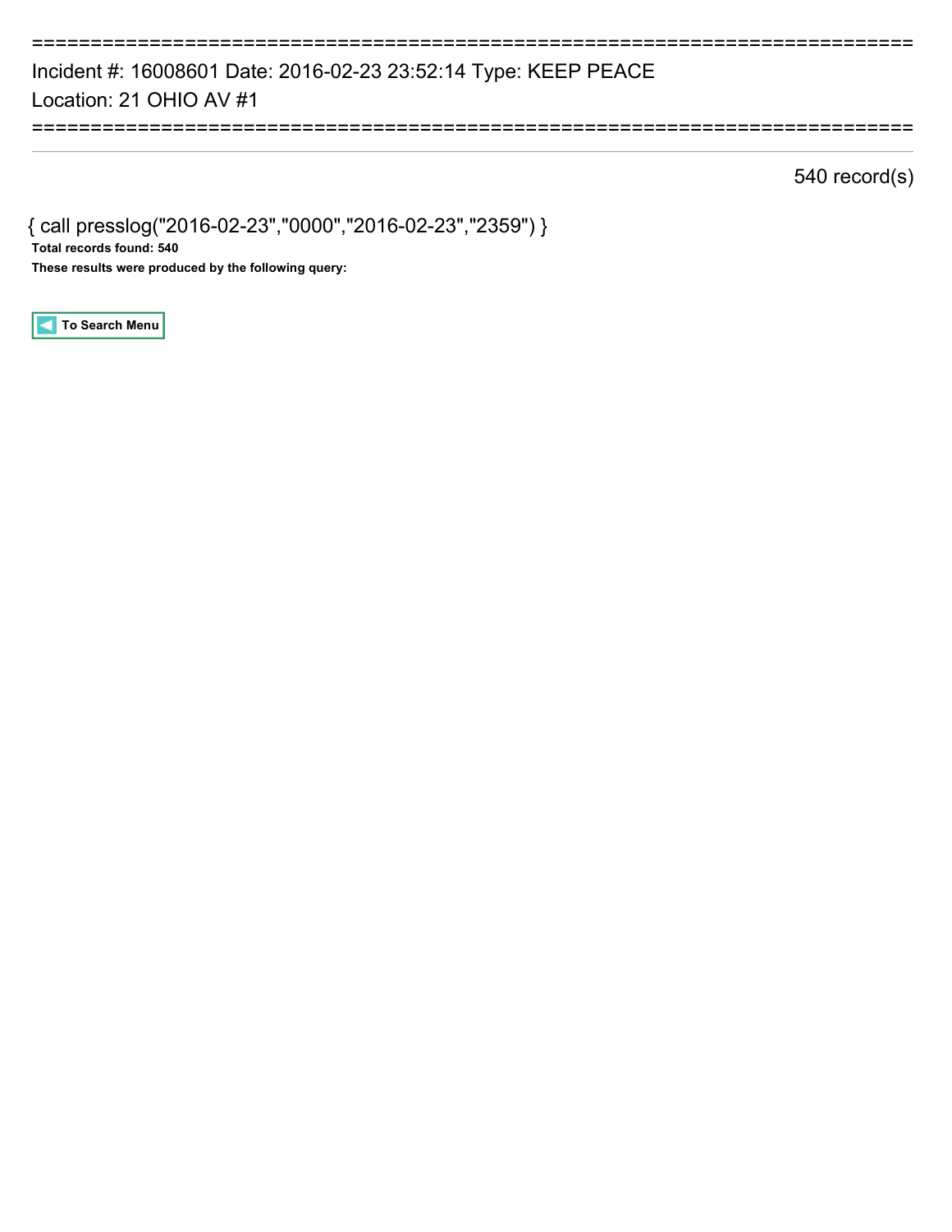===============================================================================
Incident #: 16008601 Date: 2016-02-23 23:52:14 Type: KEEP PEACE
Location: 21 OHIO AV #1
===============================================================================

---

540 record(s)

{ call presslog("2016-02-23","0000","2016-02-23","2359") }

**Total records found: 540**

**These results were produced by the following query:**

**To Search Menu**